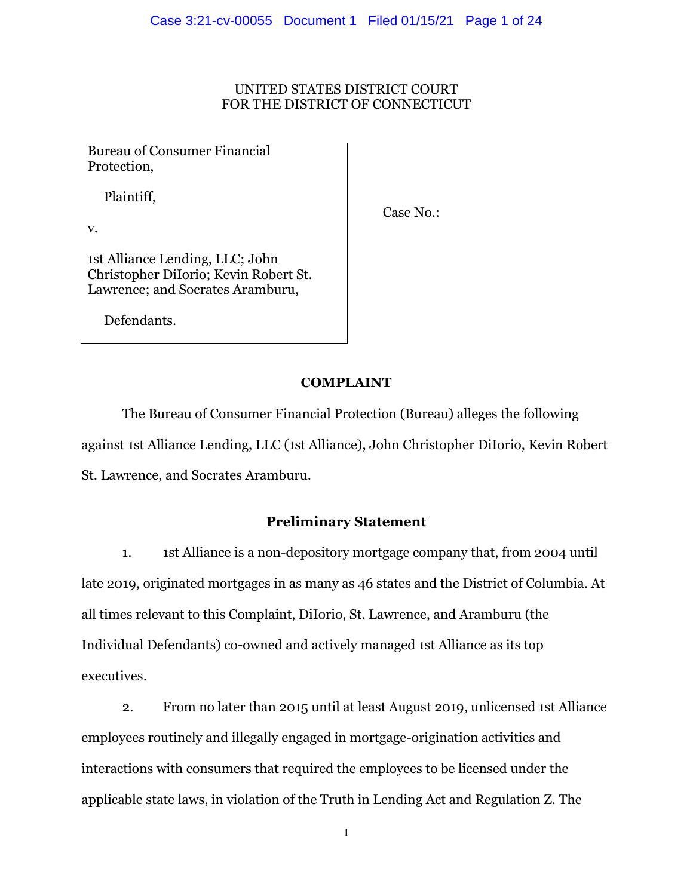UNITED STATES DISTRICT COURT
FOR THE DISTRICT OF CONNECTICUT

| | |
|---|---|
| Bureau of Consumer Financial Protection,<br><br>Plaintiff,<br><br>v.<br><br>1st Alliance Lending, LLC; John Christopher DiIorio; Kevin Robert St. Lawrence; and Socrates Aramburu,<br><br>Defendants. | Case No.: |

## COMPLAINT

The Bureau of Consumer Financial Protection (Bureau) alleges the following against 1st Alliance Lending, LLC (1st Alliance), John Christopher DiIorio, Kevin Robert St. Lawrence, and Socrates Aramburu.

### Preliminary Statement

1. 1st Alliance is a non-depository mortgage company that, from 2004 until late 2019, originated mortgages in as many as 46 states and the District of Columbia. At all times relevant to this Complaint, DiIorio, St. Lawrence, and Aramburu (the Individual Defendants) co-owned and actively managed 1st Alliance as its top executives.

2. From no later than 2015 until at least August 2019, unlicensed 1st Alliance employees routinely and illegally engaged in mortgage-origination activities and interactions with consumers that required the employees to be licensed under the applicable state laws, in violation of the Truth in Lending Act and Regulation Z. The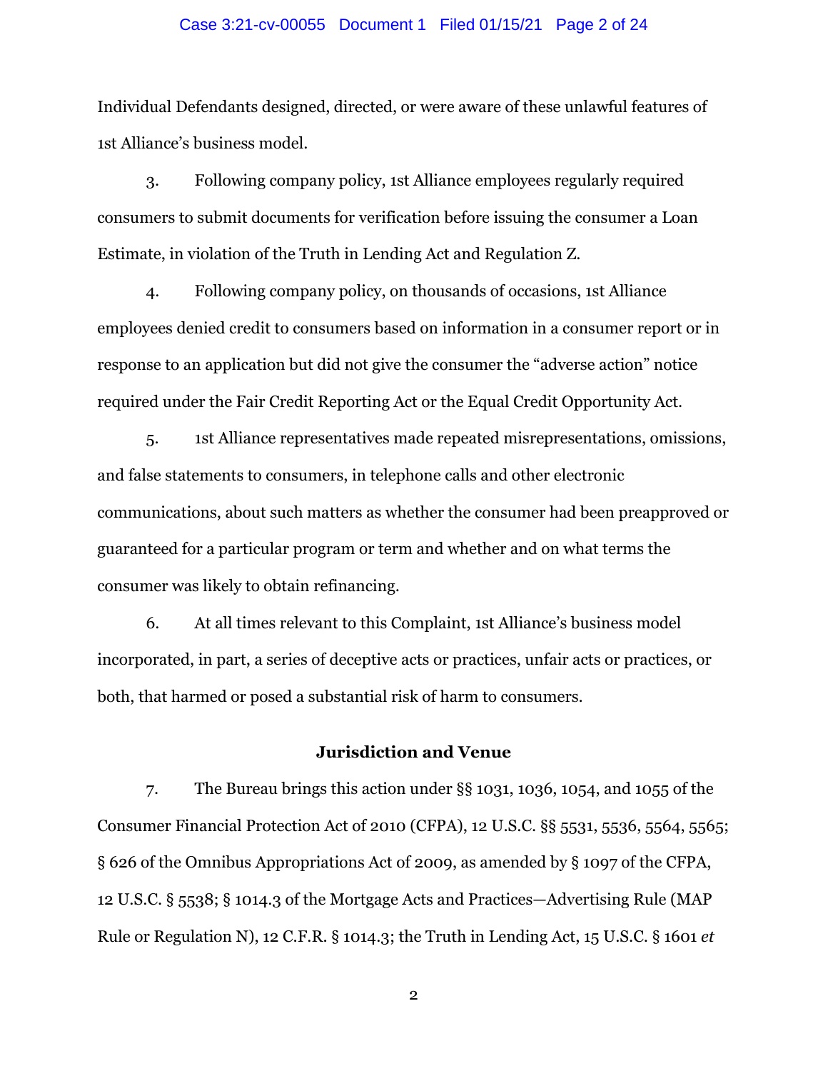Individual Defendants designed, directed, or were aware of these unlawful features of 1st Alliance's business model.

3. Following company policy, 1st Alliance employees regularly required consumers to submit documents for verification before issuing the consumer a Loan Estimate, in violation of the Truth in Lending Act and Regulation Z.

4. Following company policy, on thousands of occasions, 1st Alliance employees denied credit to consumers based on information in a consumer report or in response to an application but did not give the consumer the "adverse action" notice required under the Fair Credit Reporting Act or the Equal Credit Opportunity Act.

5. 1st Alliance representatives made repeated misrepresentations, omissions, and false statements to consumers, in telephone calls and other electronic communications, about such matters as whether the consumer had been preapproved or guaranteed for a particular program or term and whether and on what terms the consumer was likely to obtain refinancing.

6. At all times relevant to this Complaint, 1st Alliance's business model incorporated, in part, a series of deceptive acts or practices, unfair acts or practices, or both, that harmed or posed a substantial risk of harm to consumers.

## Jurisdiction and Venue

7. The Bureau brings this action under §§ 1031, 1036, 1054, and 1055 of the Consumer Financial Protection Act of 2010 (CFPA), 12 U.S.C. §§ 5531, 5536, 5564, 5565; § 626 of the Omnibus Appropriations Act of 2009, as amended by § 1097 of the CFPA, 12 U.S.C. § 5538; § 1014.3 of the Mortgage Acts and Practices—Advertising Rule (MAP Rule or Regulation N), 12 C.F.R. § 1014.3; the Truth in Lending Act, 15 U.S.C. § 1601 *et*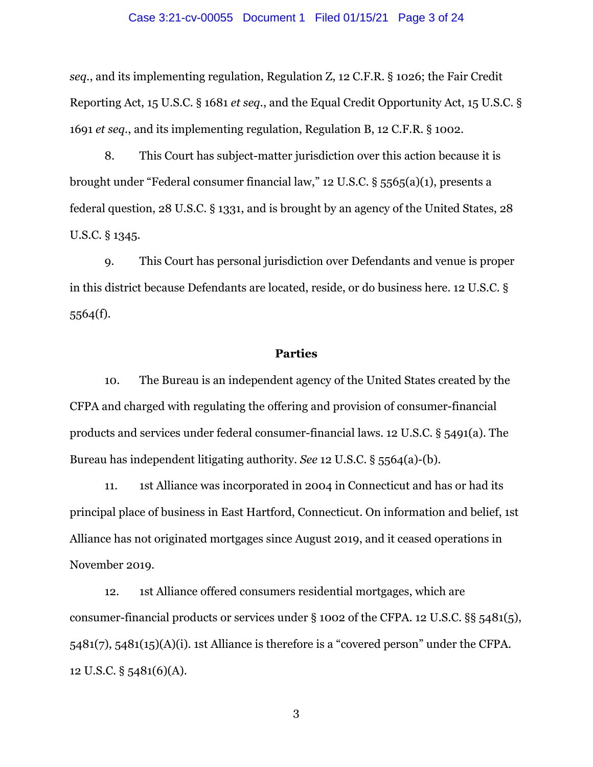*seq.*, and its implementing regulation, Regulation Z, 12 C.F.R. § 1026; the Fair Credit Reporting Act, 15 U.S.C. § 1681 *et seq.*, and the Equal Credit Opportunity Act, 15 U.S.C. § 1691 *et seq.*, and its implementing regulation, Regulation B, 12 C.F.R. § 1002.

8. This Court has subject-matter jurisdiction over this action because it is brought under "Federal consumer financial law," 12 U.S.C. § 5565(a)(1), presents a federal question, 28 U.S.C. § 1331, and is brought by an agency of the United States, 28 U.S.C. § 1345.

9. This Court has personal jurisdiction over Defendants and venue is proper in this district because Defendants are located, reside, or do business here. 12 U.S.C. § 5564(f).

**Parties**

10. The Bureau is an independent agency of the United States created by the CFPA and charged with regulating the offering and provision of consumer-financial products and services under federal consumer-financial laws. 12 U.S.C. § 5491(a). The Bureau has independent litigating authority. *See* 12 U.S.C. § 5564(a)-(b).

11. 1st Alliance was incorporated in 2004 in Connecticut and has or had its principal place of business in East Hartford, Connecticut. On information and belief, 1st Alliance has not originated mortgages since August 2019, and it ceased operations in November 2019.

12. 1st Alliance offered consumers residential mortgages, which are consumer-financial products or services under § 1002 of the CFPA. 12 U.S.C. §§ 5481(5), 5481(7), 5481(15)(A)(i). 1st Alliance is therefore is a "covered person" under the CFPA. 12 U.S.C. § 5481(6)(A).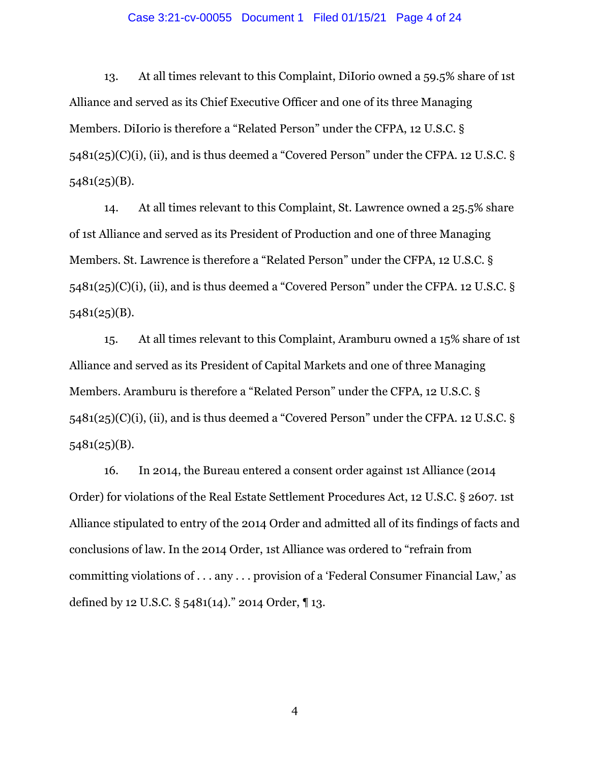13. At all times relevant to this Complaint, DiIorio owned a 59.5% share of 1st Alliance and served as its Chief Executive Officer and one of its three Managing Members. DiIorio is therefore a "Related Person" under the CFPA, 12 U.S.C. § 5481(25)(C)(i), (ii), and is thus deemed a "Covered Person" under the CFPA. 12 U.S.C. § 5481(25)(B).

14. At all times relevant to this Complaint, St. Lawrence owned a 25.5% share of 1st Alliance and served as its President of Production and one of three Managing Members. St. Lawrence is therefore a "Related Person" under the CFPA, 12 U.S.C. § 5481(25)(C)(i), (ii), and is thus deemed a "Covered Person" under the CFPA. 12 U.S.C. § 5481(25)(B).

15. At all times relevant to this Complaint, Aramburu owned a 15% share of 1st Alliance and served as its President of Capital Markets and one of three Managing Members. Aramburu is therefore a "Related Person" under the CFPA, 12 U.S.C. § 5481(25)(C)(i), (ii), and is thus deemed a "Covered Person" under the CFPA. 12 U.S.C. § 5481(25)(B).

16. In 2014, the Bureau entered a consent order against 1st Alliance (2014 Order) for violations of the Real Estate Settlement Procedures Act, 12 U.S.C. § 2607. 1st Alliance stipulated to entry of the 2014 Order and admitted all of its findings of facts and conclusions of law. In the 2014 Order, 1st Alliance was ordered to "refrain from committing violations of . . . any . . . provision of a 'Federal Consumer Financial Law,' as defined by 12 U.S.C. § 5481(14)." 2014 Order, ¶ 13.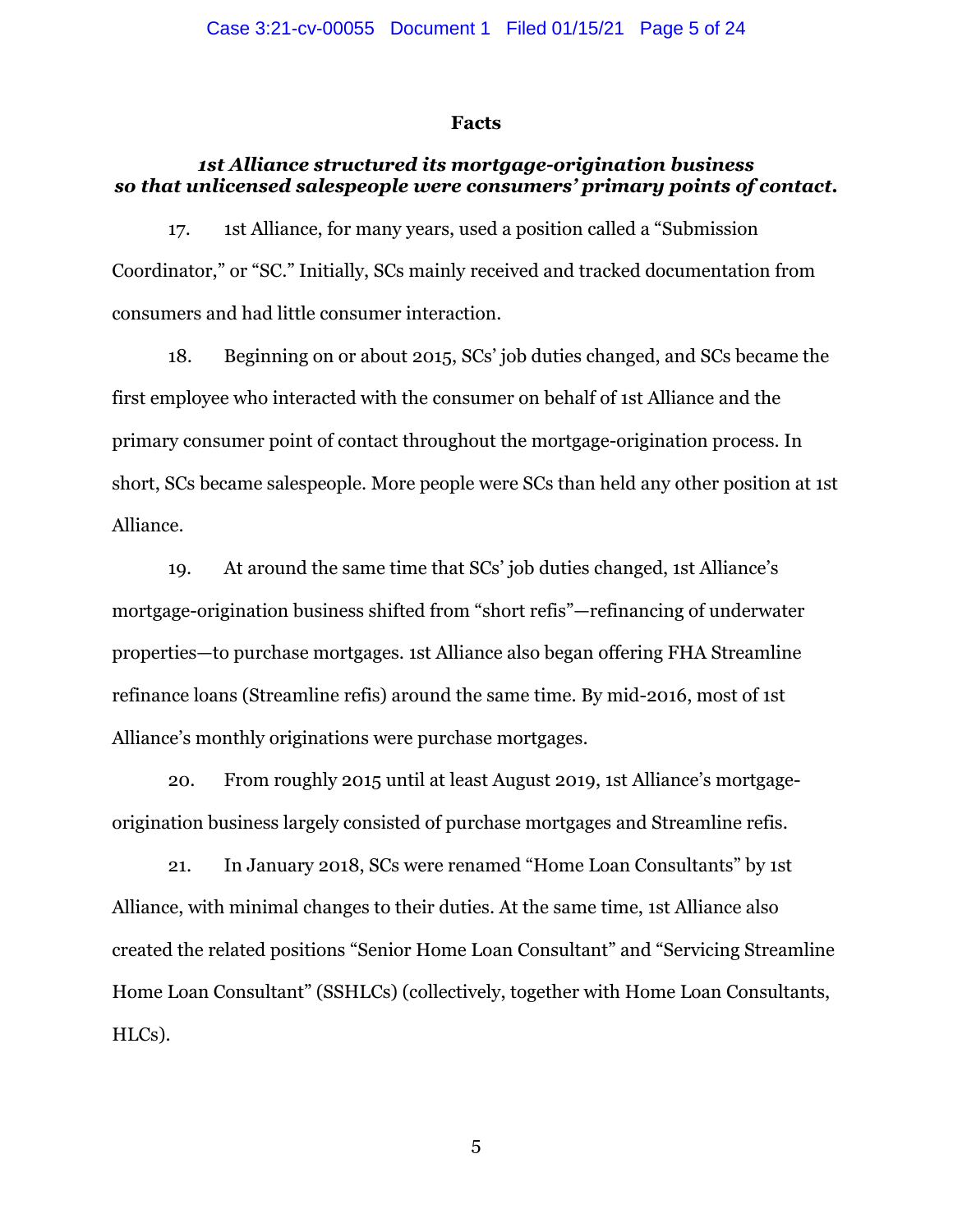## Facts

### *1st Alliance structured its mortgage-origination business so that unlicensed salespeople were consumers' primary points of contact.*

17. 1st Alliance, for many years, used a position called a "Submission Coordinator," or "SC." Initially, SCs mainly received and tracked documentation from consumers and had little consumer interaction.

18. Beginning on or about 2015, SCs' job duties changed, and SCs became the first employee who interacted with the consumer on behalf of 1st Alliance and the primary consumer point of contact throughout the mortgage-origination process. In short, SCs became salespeople. More people were SCs than held any other position at 1st Alliance.

19. At around the same time that SCs' job duties changed, 1st Alliance's mortgage-origination business shifted from "short refis"—refinancing of underwater properties—to purchase mortgages. 1st Alliance also began offering FHA Streamline refinance loans (Streamline refis) around the same time. By mid-2016, most of 1st Alliance's monthly originations were purchase mortgages.

20. From roughly 2015 until at least August 2019, 1st Alliance's mortgage-origination business largely consisted of purchase mortgages and Streamline refis.

21. In January 2018, SCs were renamed "Home Loan Consultants" by 1st Alliance, with minimal changes to their duties. At the same time, 1st Alliance also created the related positions "Senior Home Loan Consultant" and "Servicing Streamline Home Loan Consultant" (SSHLCs) (collectively, together with Home Loan Consultants, HLCs).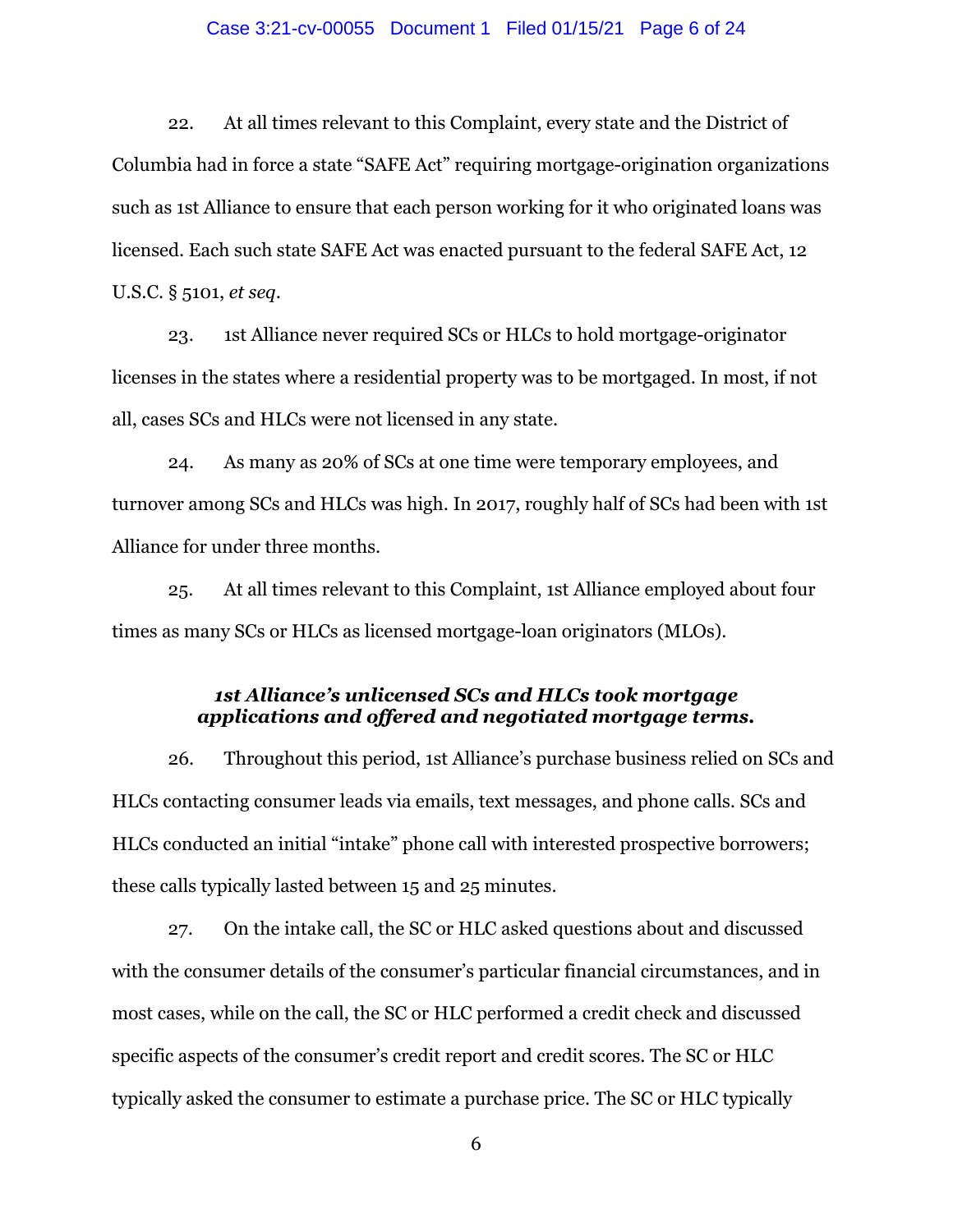22. At all times relevant to this Complaint, every state and the District of Columbia had in force a state "SAFE Act" requiring mortgage-origination organizations such as 1st Alliance to ensure that each person working for it who originated loans was licensed. Each such state SAFE Act was enacted pursuant to the federal SAFE Act, 12 U.S.C. § 5101, *et seq*.

23. 1st Alliance never required SCs or HLCs to hold mortgage-originator licenses in the states where a residential property was to be mortgaged. In most, if not all, cases SCs and HLCs were not licensed in any state.

24. As many as 20% of SCs at one time were temporary employees, and turnover among SCs and HLCs was high. In 2017, roughly half of SCs had been with 1st Alliance for under three months.

25. At all times relevant to this Complaint, 1st Alliance employed about four times as many SCs or HLCs as licensed mortgage-loan originators (MLOs).

***1st Alliance's unlicensed SCs and HLCs took mortgage applications and offered and negotiated mortgage terms.***

26. Throughout this period, 1st Alliance's purchase business relied on SCs and HLCs contacting consumer leads via emails, text messages, and phone calls. SCs and HLCs conducted an initial "intake" phone call with interested prospective borrowers; these calls typically lasted between 15 and 25 minutes.

27. On the intake call, the SC or HLC asked questions about and discussed with the consumer details of the consumer's particular financial circumstances, and in most cases, while on the call, the SC or HLC performed a credit check and discussed specific aspects of the consumer's credit report and credit scores. The SC or HLC typically asked the consumer to estimate a purchase price. The SC or HLC typically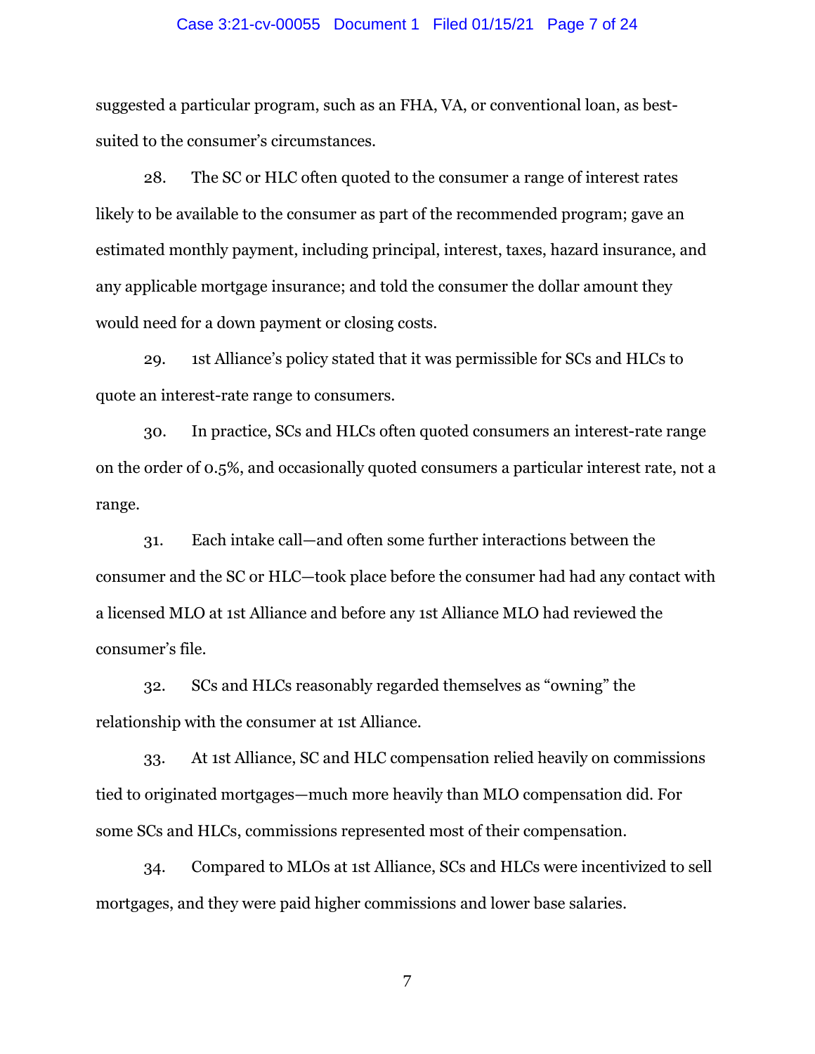suggested a particular program, such as an FHA, VA, or conventional loan, as best-suited to the consumer's circumstances.

28. The SC or HLC often quoted to the consumer a range of interest rates likely to be available to the consumer as part of the recommended program; gave an estimated monthly payment, including principal, interest, taxes, hazard insurance, and any applicable mortgage insurance; and told the consumer the dollar amount they would need for a down payment or closing costs.

29. 1st Alliance's policy stated that it was permissible for SCs and HLCs to quote an interest-rate range to consumers.

30. In practice, SCs and HLCs often quoted consumers an interest-rate range on the order of 0.5%, and occasionally quoted consumers a particular interest rate, not a range.

31. Each intake call—and often some further interactions between the consumer and the SC or HLC—took place before the consumer had had any contact with a licensed MLO at 1st Alliance and before any 1st Alliance MLO had reviewed the consumer's file.

32. SCs and HLCs reasonably regarded themselves as "owning" the relationship with the consumer at 1st Alliance.

33. At 1st Alliance, SC and HLC compensation relied heavily on commissions tied to originated mortgages—much more heavily than MLO compensation did. For some SCs and HLCs, commissions represented most of their compensation.

34. Compared to MLOs at 1st Alliance, SCs and HLCs were incentivized to sell mortgages, and they were paid higher commissions and lower base salaries.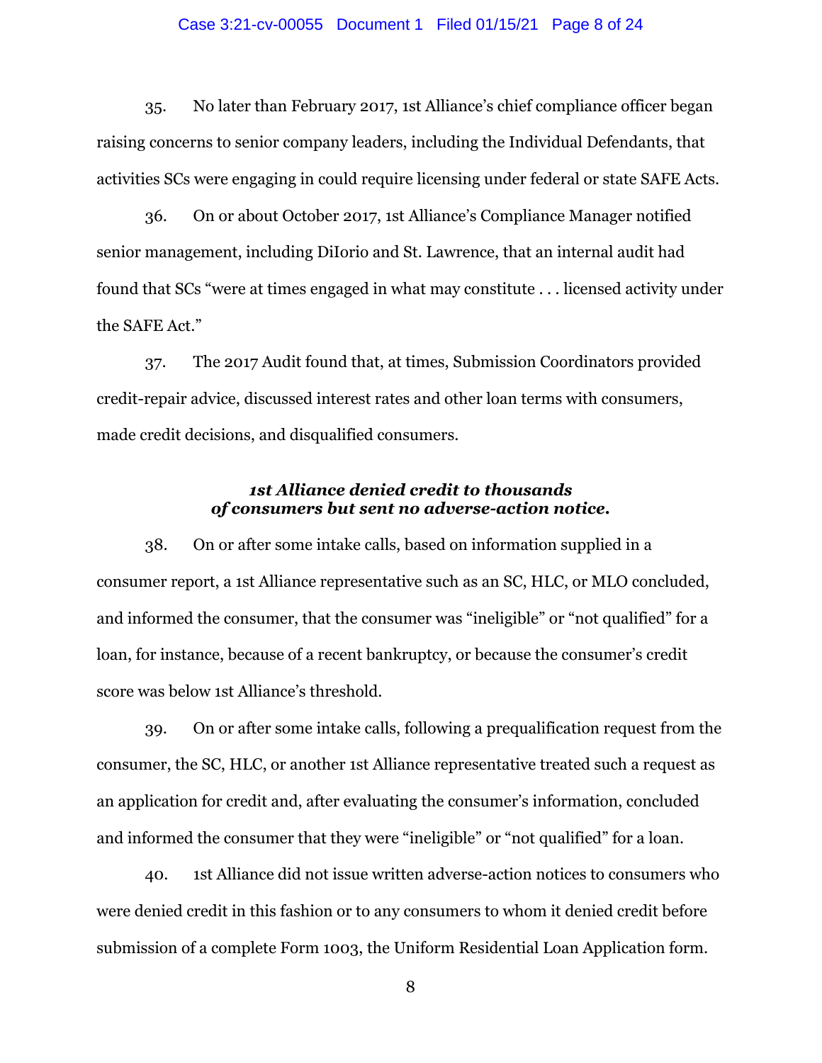35. No later than February 2017, 1st Alliance's chief compliance officer began raising concerns to senior company leaders, including the Individual Defendants, that activities SCs were engaging in could require licensing under federal or state SAFE Acts.

36. On or about October 2017, 1st Alliance's Compliance Manager notified senior management, including DiIorio and St. Lawrence, that an internal audit had found that SCs "were at times engaged in what may constitute . . . licensed activity under the SAFE Act."

37. The 2017 Audit found that, at times, Submission Coordinators provided credit-repair advice, discussed interest rates and other loan terms with consumers, made credit decisions, and disqualified consumers.

### *1st Alliance denied credit to thousands of consumers but sent no adverse-action notice.*

38. On or after some intake calls, based on information supplied in a consumer report, a 1st Alliance representative such as an SC, HLC, or MLO concluded, and informed the consumer, that the consumer was "ineligible" or "not qualified" for a loan, for instance, because of a recent bankruptcy, or because the consumer's credit score was below 1st Alliance's threshold.

39. On or after some intake calls, following a prequalification request from the consumer, the SC, HLC, or another 1st Alliance representative treated such a request as an application for credit and, after evaluating the consumer's information, concluded and informed the consumer that they were "ineligible" or "not qualified" for a loan.

40. 1st Alliance did not issue written adverse-action notices to consumers who were denied credit in this fashion or to any consumers to whom it denied credit before submission of a complete Form 1003, the Uniform Residential Loan Application form.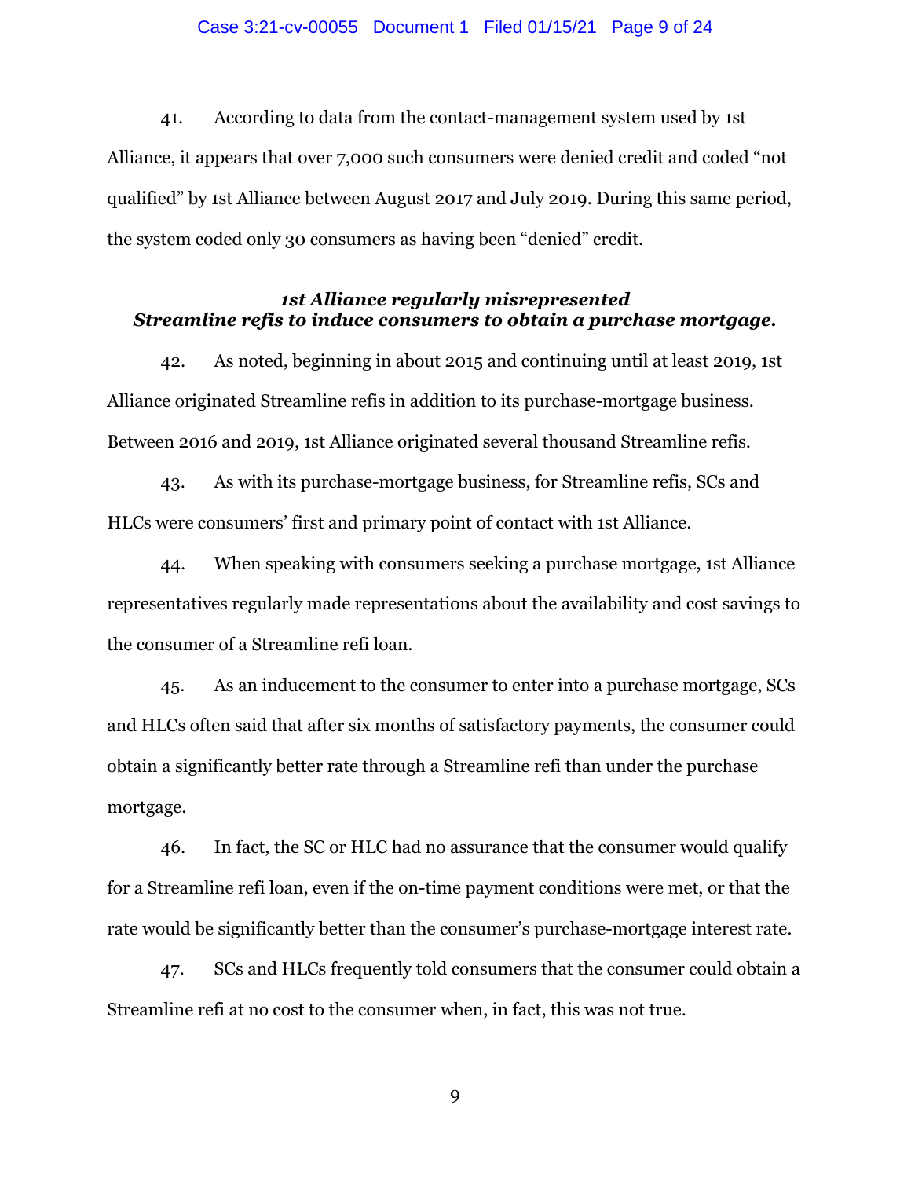41. According to data from the contact-management system used by 1st Alliance, it appears that over 7,000 such consumers were denied credit and coded "not qualified" by 1st Alliance between August 2017 and July 2019. During this same period, the system coded only 30 consumers as having been "denied" credit.

***1st Alliance regularly misrepresented Streamline refis to induce consumers to obtain a purchase mortgage.***

42. As noted, beginning in about 2015 and continuing until at least 2019, 1st Alliance originated Streamline refis in addition to its purchase-mortgage business. Between 2016 and 2019, 1st Alliance originated several thousand Streamline refis.

43. As with its purchase-mortgage business, for Streamline refis, SCs and HLCs were consumers' first and primary point of contact with 1st Alliance.

44. When speaking with consumers seeking a purchase mortgage, 1st Alliance representatives regularly made representations about the availability and cost savings to the consumer of a Streamline refi loan.

45. As an inducement to the consumer to enter into a purchase mortgage, SCs and HLCs often said that after six months of satisfactory payments, the consumer could obtain a significantly better rate through a Streamline refi than under the purchase mortgage.

46. In fact, the SC or HLC had no assurance that the consumer would qualify for a Streamline refi loan, even if the on-time payment conditions were met, or that the rate would be significantly better than the consumer's purchase-mortgage interest rate.

47. SCs and HLCs frequently told consumers that the consumer could obtain a Streamline refi at no cost to the consumer when, in fact, this was not true.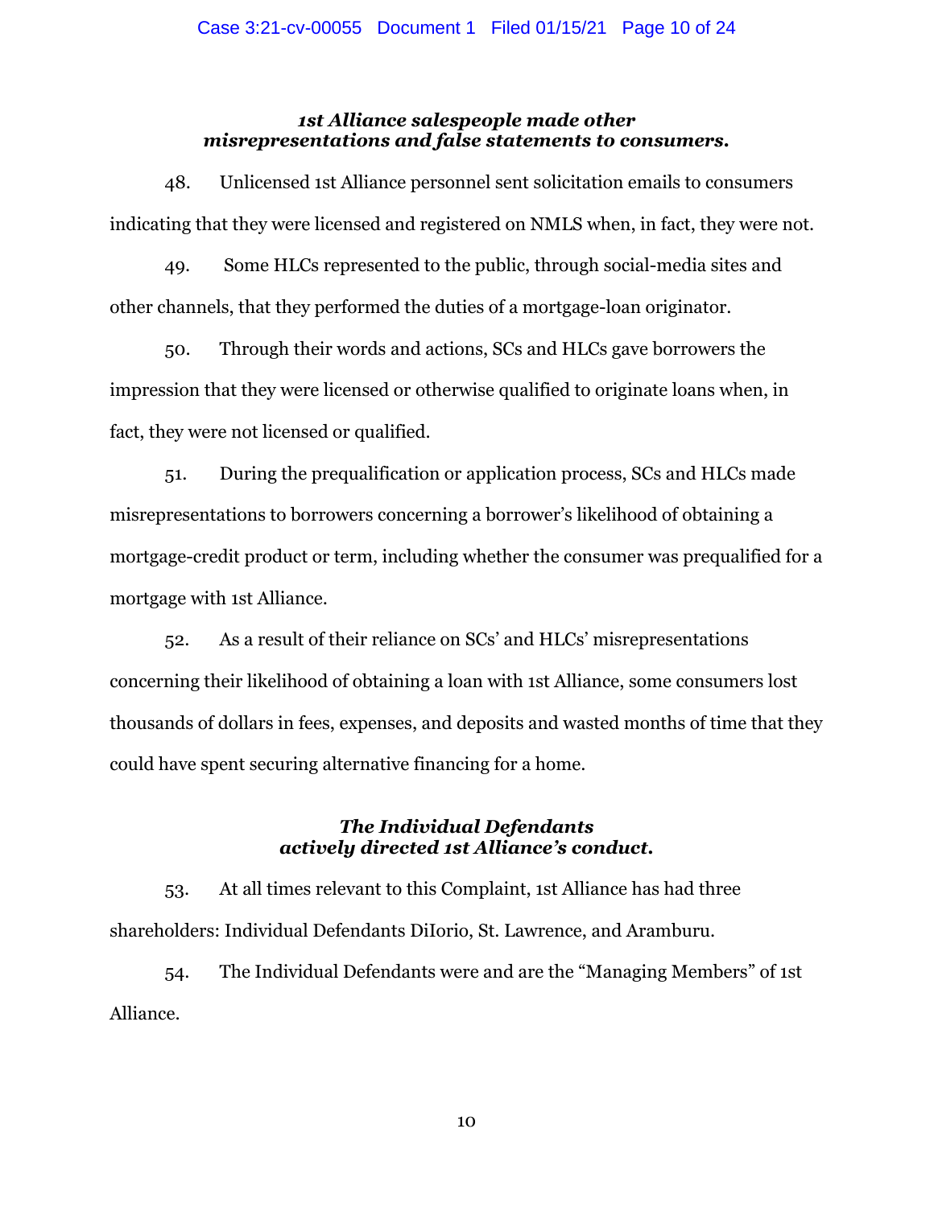***1st Alliance salespeople made other misrepresentations and false statements to consumers.***

48. Unlicensed 1st Alliance personnel sent solicitation emails to consumers indicating that they were licensed and registered on NMLS when, in fact, they were not.

49. Some HLCs represented to the public, through social-media sites and other channels, that they performed the duties of a mortgage-loan originator.

50. Through their words and actions, SCs and HLCs gave borrowers the impression that they were licensed or otherwise qualified to originate loans when, in fact, they were not licensed or qualified.

51. During the prequalification or application process, SCs and HLCs made misrepresentations to borrowers concerning a borrower's likelihood of obtaining a mortgage-credit product or term, including whether the consumer was prequalified for a mortgage with 1st Alliance.

52. As a result of their reliance on SCs' and HLCs' misrepresentations concerning their likelihood of obtaining a loan with 1st Alliance, some consumers lost thousands of dollars in fees, expenses, and deposits and wasted months of time that they could have spent securing alternative financing for a home.

***The Individual Defendants actively directed 1st Alliance's conduct.***

53. At all times relevant to this Complaint, 1st Alliance has had three shareholders: Individual Defendants DiIorio, St. Lawrence, and Aramburu.

54. The Individual Defendants were and are the "Managing Members" of 1st Alliance.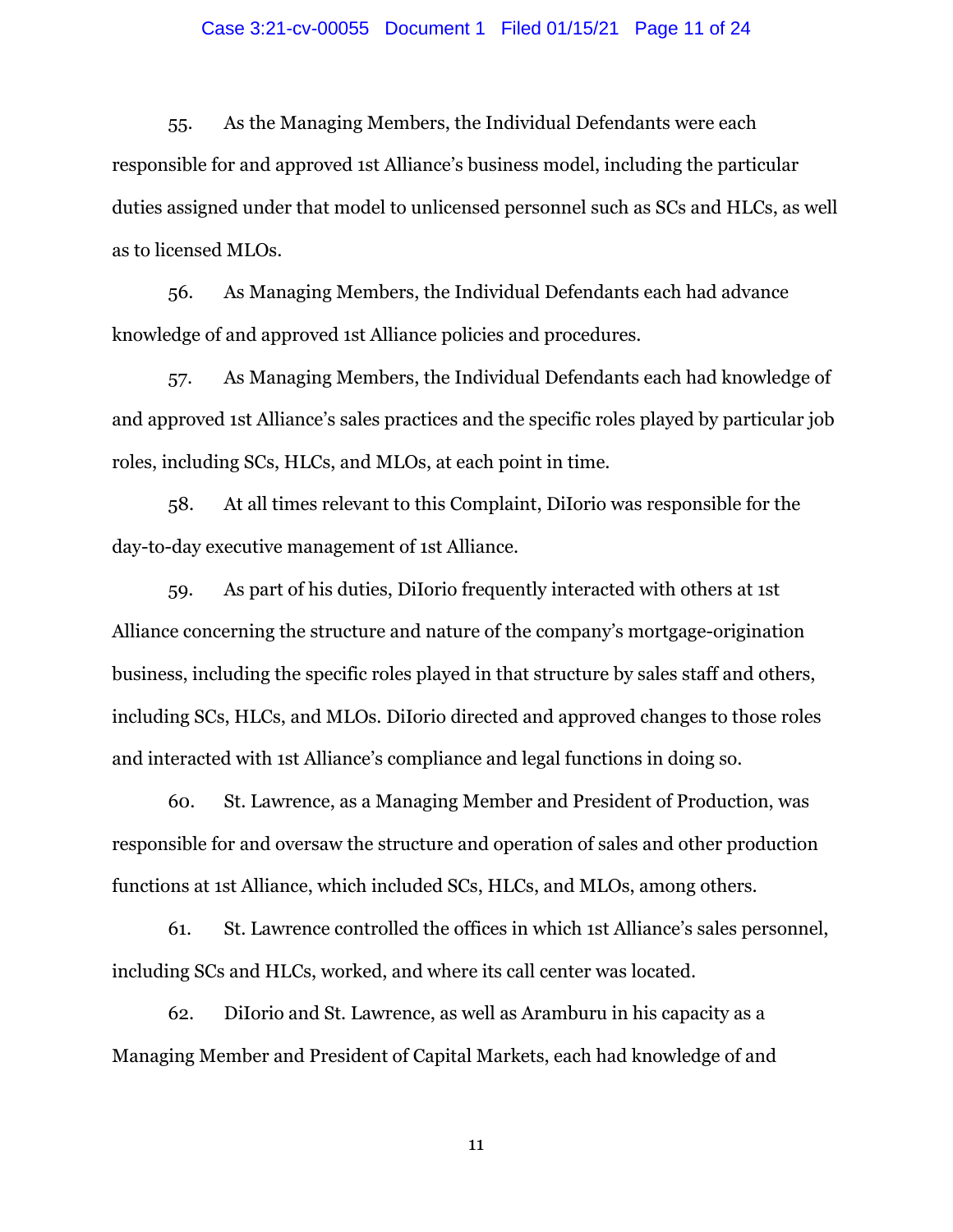55. As the Managing Members, the Individual Defendants were each responsible for and approved 1st Alliance's business model, including the particular duties assigned under that model to unlicensed personnel such as SCs and HLCs, as well as to licensed MLOs.

56. As Managing Members, the Individual Defendants each had advance knowledge of and approved 1st Alliance policies and procedures.

57. As Managing Members, the Individual Defendants each had knowledge of and approved 1st Alliance's sales practices and the specific roles played by particular job roles, including SCs, HLCs, and MLOs, at each point in time.

58. At all times relevant to this Complaint, DiIorio was responsible for the day-to-day executive management of 1st Alliance.

59. As part of his duties, DiIorio frequently interacted with others at 1st Alliance concerning the structure and nature of the company's mortgage-origination business, including the specific roles played in that structure by sales staff and others, including SCs, HLCs, and MLOs. DiIorio directed and approved changes to those roles and interacted with 1st Alliance's compliance and legal functions in doing so.

60. St. Lawrence, as a Managing Member and President of Production, was responsible for and oversaw the structure and operation of sales and other production functions at 1st Alliance, which included SCs, HLCs, and MLOs, among others.

61. St. Lawrence controlled the offices in which 1st Alliance's sales personnel, including SCs and HLCs, worked, and where its call center was located.

62. DiIorio and St. Lawrence, as well as Aramburu in his capacity as a Managing Member and President of Capital Markets, each had knowledge of and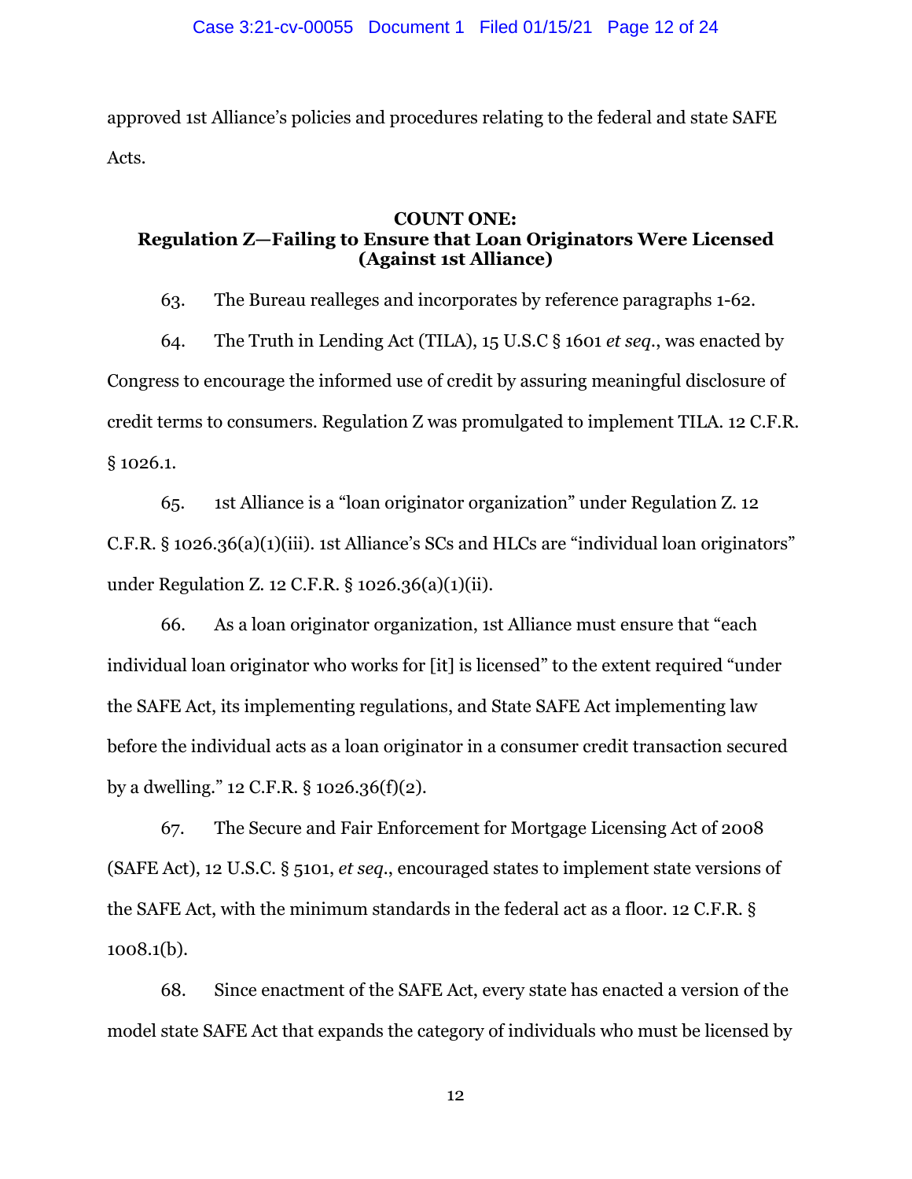approved 1st Alliance's policies and procedures relating to the federal and state SAFE Acts.

**COUNT ONE:**
**Regulation Z—Failing to Ensure that Loan Originators Were Licensed**
**(Against 1st Alliance)**

63. The Bureau realleges and incorporates by reference paragraphs 1-62.

64. The Truth in Lending Act (TILA), 15 U.S.C § 1601 *et seq.*, was enacted by Congress to encourage the informed use of credit by assuring meaningful disclosure of credit terms to consumers. Regulation Z was promulgated to implement TILA. 12 C.F.R. § 1026.1.

65. 1st Alliance is a "loan originator organization" under Regulation Z. 12 C.F.R. § 1026.36(a)(1)(iii). 1st Alliance's SCs and HLCs are "individual loan originators" under Regulation Z. 12 C.F.R. § 1026.36(a)(1)(ii).

66. As a loan originator organization, 1st Alliance must ensure that "each individual loan originator who works for [it] is licensed" to the extent required "under the SAFE Act, its implementing regulations, and State SAFE Act implementing law before the individual acts as a loan originator in a consumer credit transaction secured by a dwelling." 12 C.F.R. § 1026.36(f)(2).

67. The Secure and Fair Enforcement for Mortgage Licensing Act of 2008 (SAFE Act), 12 U.S.C. § 5101, *et seq.*, encouraged states to implement state versions of the SAFE Act, with the minimum standards in the federal act as a floor. 12 C.F.R. § 1008.1(b).

68. Since enactment of the SAFE Act, every state has enacted a version of the model state SAFE Act that expands the category of individuals who must be licensed by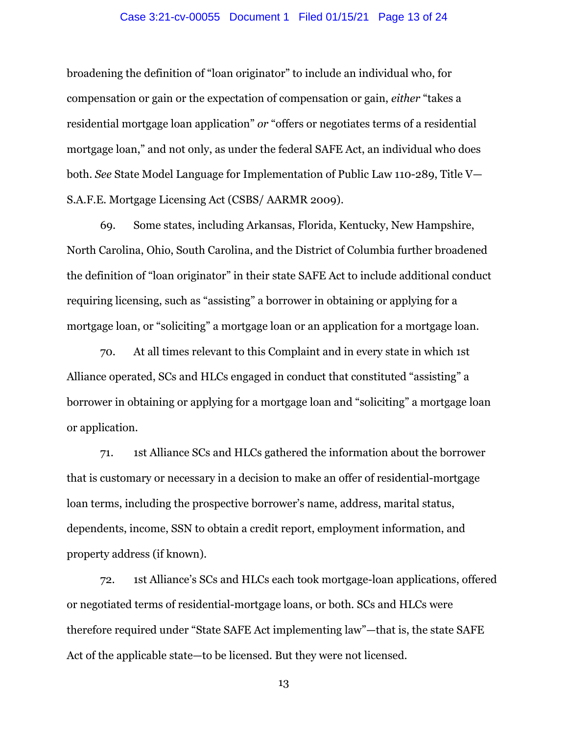broadening the definition of "loan originator" to include an individual who, for compensation or gain or the expectation of compensation or gain, *either* "takes a residential mortgage loan application" *or* "offers or negotiates terms of a residential mortgage loan," and not only, as under the federal SAFE Act, an individual who does both. *See* State Model Language for Implementation of Public Law 110-289, Title V—S.A.F.E. Mortgage Licensing Act (CSBS/ AARMR 2009).

69. Some states, including Arkansas, Florida, Kentucky, New Hampshire, North Carolina, Ohio, South Carolina, and the District of Columbia further broadened the definition of "loan originator" in their state SAFE Act to include additional conduct requiring licensing, such as "assisting" a borrower in obtaining or applying for a mortgage loan, or "soliciting" a mortgage loan or an application for a mortgage loan.

70. At all times relevant to this Complaint and in every state in which 1st Alliance operated, SCs and HLCs engaged in conduct that constituted "assisting" a borrower in obtaining or applying for a mortgage loan and "soliciting" a mortgage loan or application.

71. 1st Alliance SCs and HLCs gathered the information about the borrower that is customary or necessary in a decision to make an offer of residential-mortgage loan terms, including the prospective borrower's name, address, marital status, dependents, income, SSN to obtain a credit report, employment information, and property address (if known).

72. 1st Alliance's SCs and HLCs each took mortgage-loan applications, offered or negotiated terms of residential-mortgage loans, or both. SCs and HLCs were therefore required under "State SAFE Act implementing law"—that is, the state SAFE Act of the applicable state—to be licensed. But they were not licensed.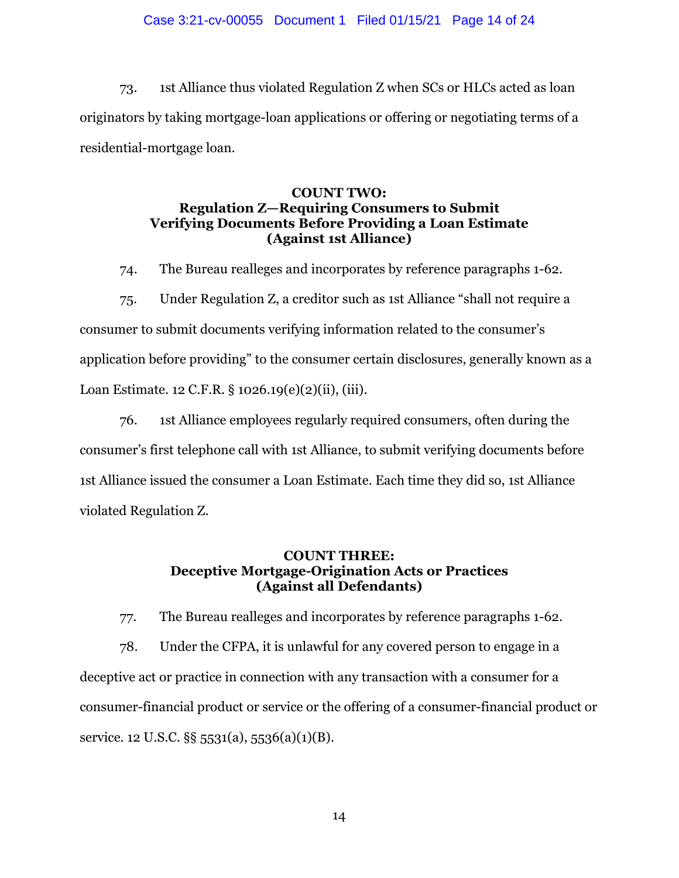73. 1st Alliance thus violated Regulation Z when SCs or HLCs acted as loan originators by taking mortgage-loan applications or offering or negotiating terms of a residential-mortgage loan.

**COUNT TWO:**
**Regulation Z—Requiring Consumers to Submit Verifying Documents Before Providing a Loan Estimate (Against 1st Alliance)**

74. The Bureau realleges and incorporates by reference paragraphs 1-62.

75. Under Regulation Z, a creditor such as 1st Alliance "shall not require a consumer to submit documents verifying information related to the consumer's application before providing" to the consumer certain disclosures, generally known as a Loan Estimate. 12 C.F.R. § 1026.19(e)(2)(ii), (iii).

76. 1st Alliance employees regularly required consumers, often during the consumer's first telephone call with 1st Alliance, to submit verifying documents before 1st Alliance issued the consumer a Loan Estimate. Each time they did so, 1st Alliance violated Regulation Z.

**COUNT THREE:**
**Deceptive Mortgage-Origination Acts or Practices (Against all Defendants)**

77. The Bureau realleges and incorporates by reference paragraphs 1-62.

78. Under the CFPA, it is unlawful for any covered person to engage in a deceptive act or practice in connection with any transaction with a consumer for a consumer-financial product or service or the offering of a consumer-financial product or service. 12 U.S.C. §§ 5531(a), 5536(a)(1)(B).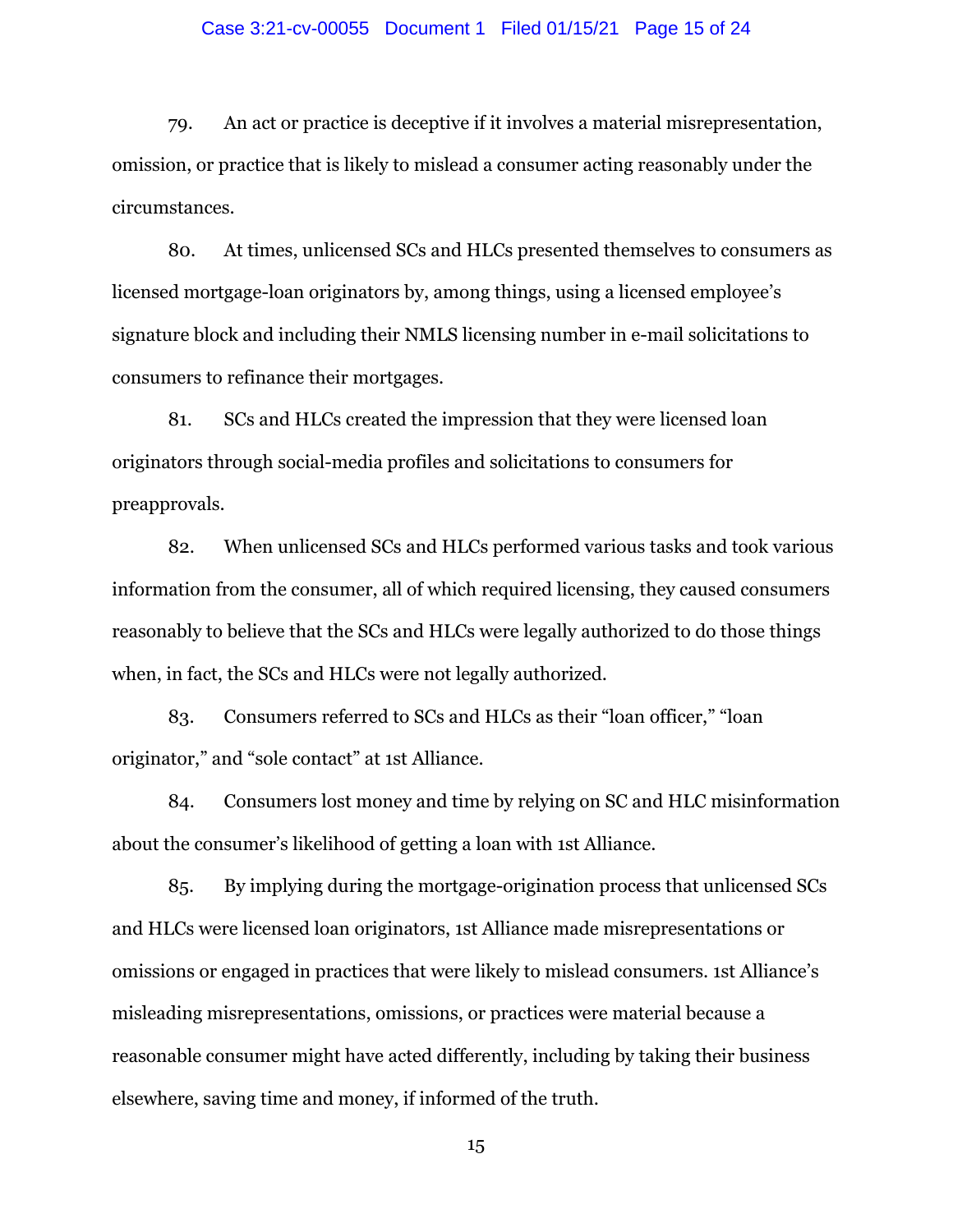79. An act or practice is deceptive if it involves a material misrepresentation, omission, or practice that is likely to mislead a consumer acting reasonably under the circumstances.

80. At times, unlicensed SCs and HLCs presented themselves to consumers as licensed mortgage-loan originators by, among things, using a licensed employee's signature block and including their NMLS licensing number in e-mail solicitations to consumers to refinance their mortgages.

81. SCs and HLCs created the impression that they were licensed loan originators through social-media profiles and solicitations to consumers for preapprovals.

82. When unlicensed SCs and HLCs performed various tasks and took various information from the consumer, all of which required licensing, they caused consumers reasonably to believe that the SCs and HLCs were legally authorized to do those things when, in fact, the SCs and HLCs were not legally authorized.

83. Consumers referred to SCs and HLCs as their "loan officer," "loan originator," and "sole contact" at 1st Alliance.

84. Consumers lost money and time by relying on SC and HLC misinformation about the consumer's likelihood of getting a loan with 1st Alliance.

85. By implying during the mortgage-origination process that unlicensed SCs and HLCs were licensed loan originators, 1st Alliance made misrepresentations or omissions or engaged in practices that were likely to mislead consumers. 1st Alliance's misleading misrepresentations, omissions, or practices were material because a reasonable consumer might have acted differently, including by taking their business elsewhere, saving time and money, if informed of the truth.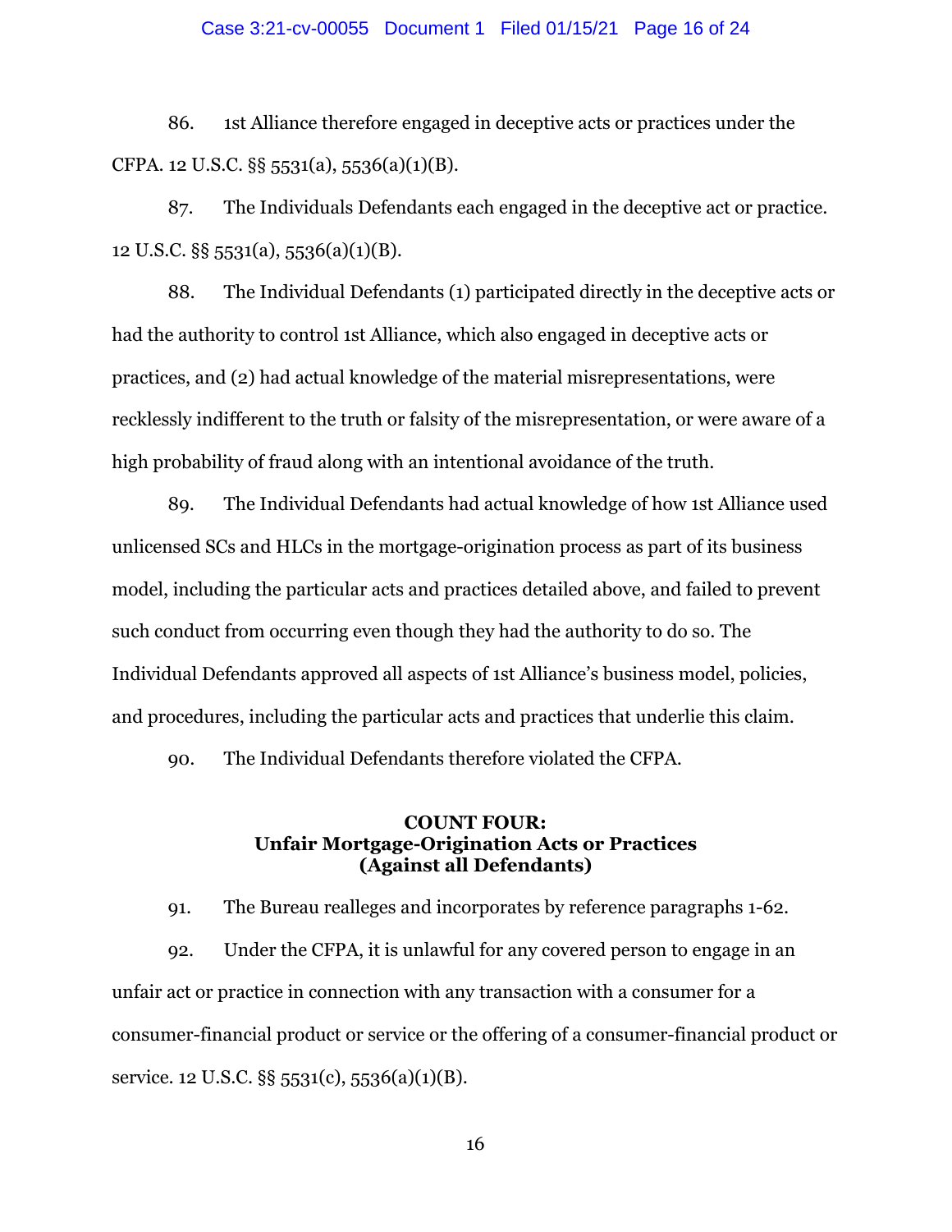86. 1st Alliance therefore engaged in deceptive acts or practices under the CFPA. 12 U.S.C. §§ 5531(a), 5536(a)(1)(B).

87. The Individuals Defendants each engaged in the deceptive act or practice. 12 U.S.C. §§ 5531(a), 5536(a)(1)(B).

88. The Individual Defendants (1) participated directly in the deceptive acts or had the authority to control 1st Alliance, which also engaged in deceptive acts or practices, and (2) had actual knowledge of the material misrepresentations, were recklessly indifferent to the truth or falsity of the misrepresentation, or were aware of a high probability of fraud along with an intentional avoidance of the truth.

89. The Individual Defendants had actual knowledge of how 1st Alliance used unlicensed SCs and HLCs in the mortgage-origination process as part of its business model, including the particular acts and practices detailed above, and failed to prevent such conduct from occurring even though they had the authority to do so. The Individual Defendants approved all aspects of 1st Alliance's business model, policies, and procedures, including the particular acts and practices that underlie this claim.

90. The Individual Defendants therefore violated the CFPA.

## COUNT FOUR: Unfair Mortgage-Origination Acts or Practices (Against all Defendants)

91. The Bureau realleges and incorporates by reference paragraphs 1-62.

92. Under the CFPA, it is unlawful for any covered person to engage in an unfair act or practice in connection with any transaction with a consumer for a consumer-financial product or service or the offering of a consumer-financial product or service. 12 U.S.C. §§ 5531(c), 5536(a)(1)(B).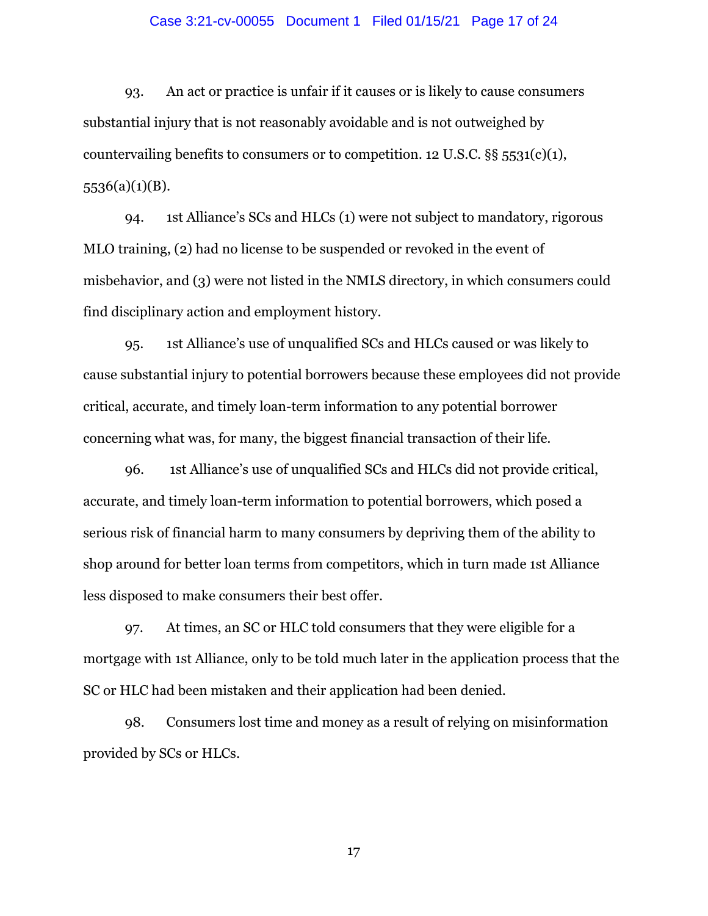93. An act or practice is unfair if it causes or is likely to cause consumers substantial injury that is not reasonably avoidable and is not outweighed by countervailing benefits to consumers or to competition. 12 U.S.C. §§ 5531(c)(1), 5536(a)(1)(B).

94. 1st Alliance's SCs and HLCs (1) were not subject to mandatory, rigorous MLO training, (2) had no license to be suspended or revoked in the event of misbehavior, and (3) were not listed in the NMLS directory, in which consumers could find disciplinary action and employment history.

95. 1st Alliance's use of unqualified SCs and HLCs caused or was likely to cause substantial injury to potential borrowers because these employees did not provide critical, accurate, and timely loan-term information to any potential borrower concerning what was, for many, the biggest financial transaction of their life.

96. 1st Alliance's use of unqualified SCs and HLCs did not provide critical, accurate, and timely loan-term information to potential borrowers, which posed a serious risk of financial harm to many consumers by depriving them of the ability to shop around for better loan terms from competitors, which in turn made 1st Alliance less disposed to make consumers their best offer.

97. At times, an SC or HLC told consumers that they were eligible for a mortgage with 1st Alliance, only to be told much later in the application process that the SC or HLC had been mistaken and their application had been denied.

98. Consumers lost time and money as a result of relying on misinformation provided by SCs or HLCs.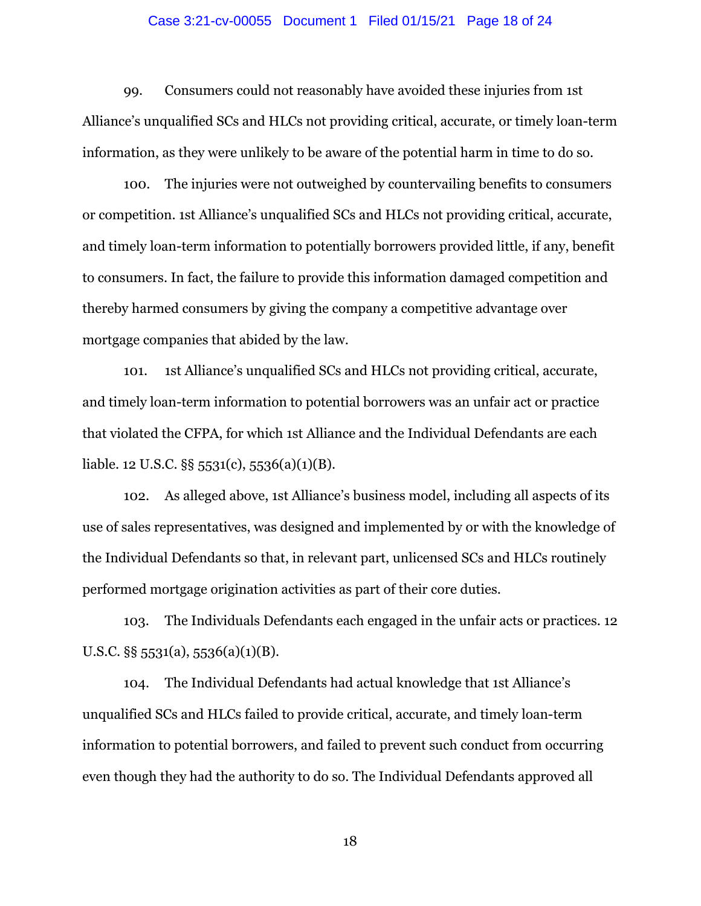99. Consumers could not reasonably have avoided these injuries from 1st Alliance's unqualified SCs and HLCs not providing critical, accurate, or timely loan-term information, as they were unlikely to be aware of the potential harm in time to do so.

100. The injuries were not outweighed by countervailing benefits to consumers or competition. 1st Alliance's unqualified SCs and HLCs not providing critical, accurate, and timely loan-term information to potentially borrowers provided little, if any, benefit to consumers. In fact, the failure to provide this information damaged competition and thereby harmed consumers by giving the company a competitive advantage over mortgage companies that abided by the law.

101. 1st Alliance's unqualified SCs and HLCs not providing critical, accurate, and timely loan-term information to potential borrowers was an unfair act or practice that violated the CFPA, for which 1st Alliance and the Individual Defendants are each liable. 12 U.S.C. §§ 5531(c), 5536(a)(1)(B).

102. As alleged above, 1st Alliance's business model, including all aspects of its use of sales representatives, was designed and implemented by or with the knowledge of the Individual Defendants so that, in relevant part, unlicensed SCs and HLCs routinely performed mortgage origination activities as part of their core duties.

103. The Individuals Defendants each engaged in the unfair acts or practices. 12 U.S.C. §§ 5531(a), 5536(a)(1)(B).

104. The Individual Defendants had actual knowledge that 1st Alliance's unqualified SCs and HLCs failed to provide critical, accurate, and timely loan-term information to potential borrowers, and failed to prevent such conduct from occurring even though they had the authority to do so. The Individual Defendants approved all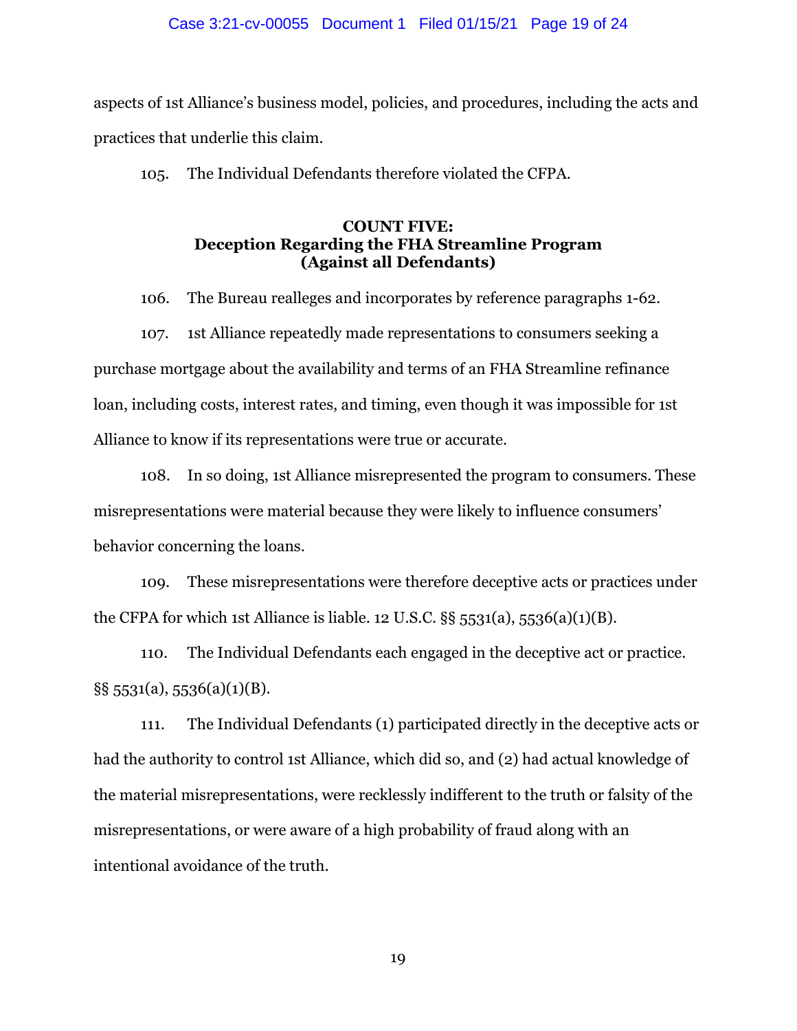aspects of 1st Alliance's business model, policies, and procedures, including the acts and practices that underlie this claim.

105. The Individual Defendants therefore violated the CFPA.

### COUNT FIVE:
### Deception Regarding the FHA Streamline Program
### (Against all Defendants)

106. The Bureau realleges and incorporates by reference paragraphs 1-62.

107. 1st Alliance repeatedly made representations to consumers seeking a purchase mortgage about the availability and terms of an FHA Streamline refinance loan, including costs, interest rates, and timing, even though it was impossible for 1st Alliance to know if its representations were true or accurate.

108. In so doing, 1st Alliance misrepresented the program to consumers. These misrepresentations were material because they were likely to influence consumers' behavior concerning the loans.

109. These misrepresentations were therefore deceptive acts or practices under the CFPA for which 1st Alliance is liable. 12 U.S.C. §§ 5531(a), 5536(a)(1)(B).

110. The Individual Defendants each engaged in the deceptive act or practice. §§ 5531(a), 5536(a)(1)(B).

111. The Individual Defendants (1) participated directly in the deceptive acts or had the authority to control 1st Alliance, which did so, and (2) had actual knowledge of the material misrepresentations, were recklessly indifferent to the truth or falsity of the misrepresentations, or were aware of a high probability of fraud along with an intentional avoidance of the truth.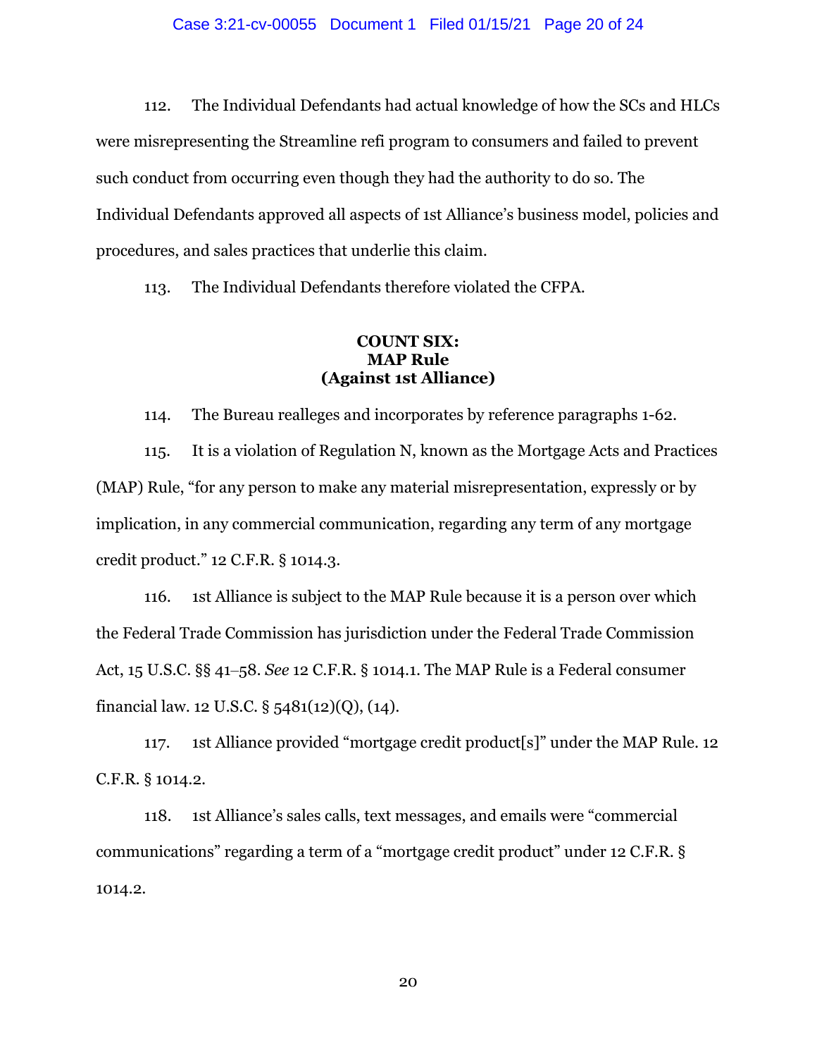112. The Individual Defendants had actual knowledge of how the SCs and HLCs were misrepresenting the Streamline refi program to consumers and failed to prevent such conduct from occurring even though they had the authority to do so. The Individual Defendants approved all aspects of 1st Alliance's business model, policies and procedures, and sales practices that underlie this claim.

113. The Individual Defendants therefore violated the CFPA.

**COUNT SIX:**
**MAP Rule**
**(Against 1st Alliance)**

114. The Bureau realleges and incorporates by reference paragraphs 1-62.

115. It is a violation of Regulation N, known as the Mortgage Acts and Practices (MAP) Rule, "for any person to make any material misrepresentation, expressly or by implication, in any commercial communication, regarding any term of any mortgage credit product." 12 C.F.R. § 1014.3.

116. 1st Alliance is subject to the MAP Rule because it is a person over which the Federal Trade Commission has jurisdiction under the Federal Trade Commission Act, 15 U.S.C. §§ 41–58. *See* 12 C.F.R. § 1014.1. The MAP Rule is a Federal consumer financial law. 12 U.S.C. § 5481(12)(Q), (14).

117. 1st Alliance provided "mortgage credit product[s]" under the MAP Rule. 12 C.F.R. § 1014.2.

118. 1st Alliance's sales calls, text messages, and emails were "commercial communications" regarding a term of a "mortgage credit product" under 12 C.F.R. § 1014.2.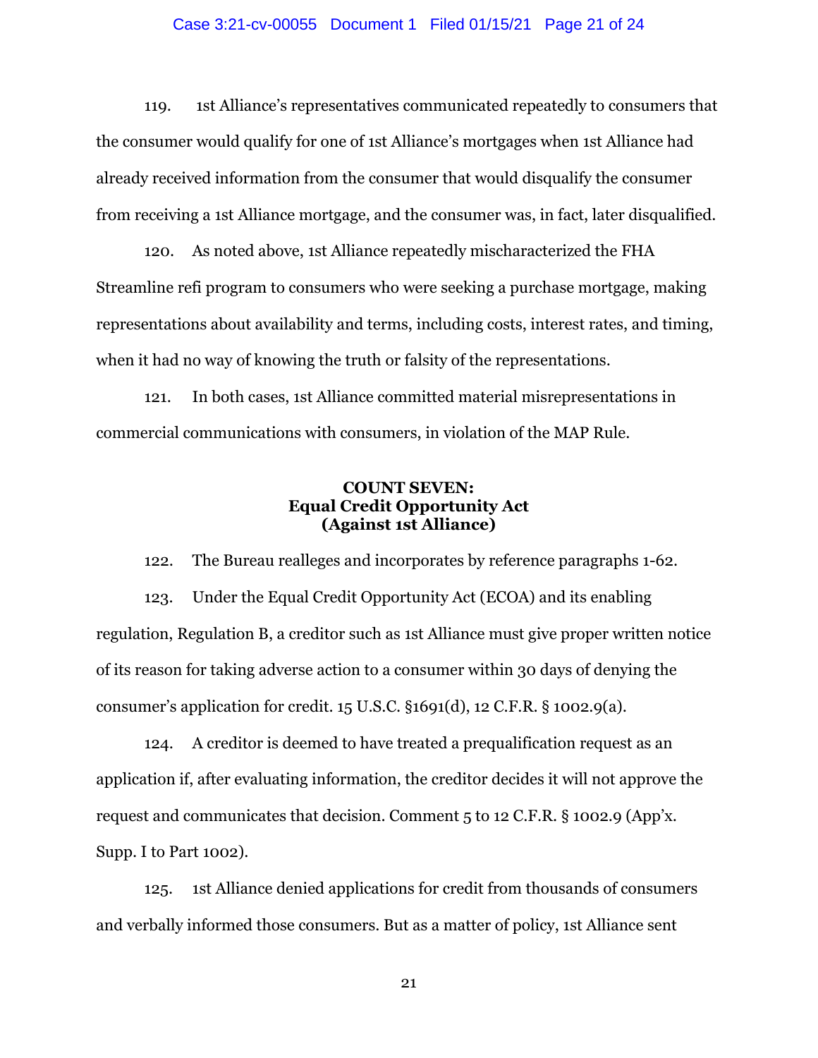119. 1st Alliance's representatives communicated repeatedly to consumers that the consumer would qualify for one of 1st Alliance's mortgages when 1st Alliance had already received information from the consumer that would disqualify the consumer from receiving a 1st Alliance mortgage, and the consumer was, in fact, later disqualified.

120. As noted above, 1st Alliance repeatedly mischaracterized the FHA Streamline refi program to consumers who were seeking a purchase mortgage, making representations about availability and terms, including costs, interest rates, and timing, when it had no way of knowing the truth or falsity of the representations.

121. In both cases, 1st Alliance committed material misrepresentations in commercial communications with consumers, in violation of the MAP Rule.

### COUNT SEVEN:
### Equal Credit Opportunity Act
### (Against 1st Alliance)

122. The Bureau realleges and incorporates by reference paragraphs 1-62.

123. Under the Equal Credit Opportunity Act (ECOA) and its enabling regulation, Regulation B, a creditor such as 1st Alliance must give proper written notice of its reason for taking adverse action to a consumer within 30 days of denying the consumer's application for credit. 15 U.S.C. §1691(d), 12 C.F.R. § 1002.9(a).

124. A creditor is deemed to have treated a prequalification request as an application if, after evaluating information, the creditor decides it will not approve the request and communicates that decision. Comment 5 to 12 C.F.R. § 1002.9 (App'x. Supp. I to Part 1002).

125. 1st Alliance denied applications for credit from thousands of consumers and verbally informed those consumers. But as a matter of policy, 1st Alliance sent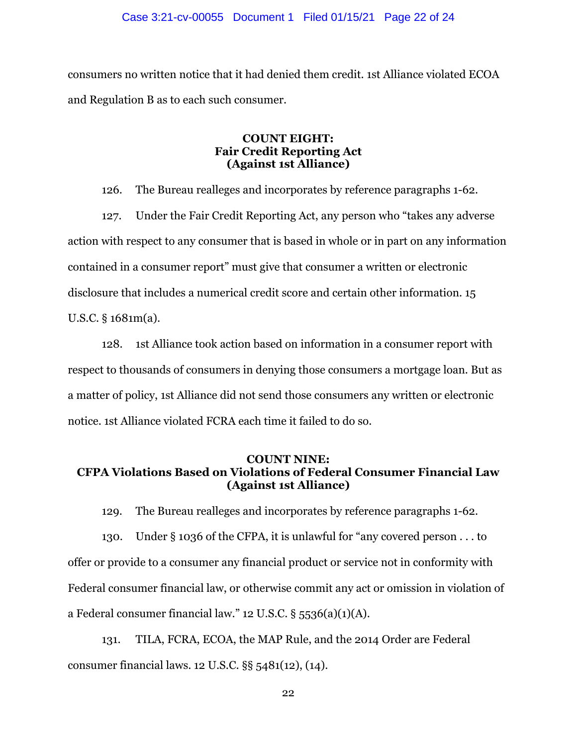consumers no written notice that it had denied them credit. 1st Alliance violated ECOA and Regulation B as to each such consumer.

### COUNT EIGHT: Fair Credit Reporting Act (Against 1st Alliance)

126. The Bureau realleges and incorporates by reference paragraphs 1-62.

127. Under the Fair Credit Reporting Act, any person who "takes any adverse action with respect to any consumer that is based in whole or in part on any information contained in a consumer report" must give that consumer a written or electronic disclosure that includes a numerical credit score and certain other information. 15 U.S.C. § 1681m(a).

128. 1st Alliance took action based on information in a consumer report with respect to thousands of consumers in denying those consumers a mortgage loan. But as a matter of policy, 1st Alliance did not send those consumers any written or electronic notice. 1st Alliance violated FCRA each time it failed to do so.

### COUNT NINE: CFPA Violations Based on Violations of Federal Consumer Financial Law (Against 1st Alliance)

129. The Bureau realleges and incorporates by reference paragraphs 1-62.

130. Under § 1036 of the CFPA, it is unlawful for "any covered person . . . to offer or provide to a consumer any financial product or service not in conformity with Federal consumer financial law, or otherwise commit any act or omission in violation of a Federal consumer financial law." 12 U.S.C. § 5536(a)(1)(A).

131. TILA, FCRA, ECOA, the MAP Rule, and the 2014 Order are Federal consumer financial laws. 12 U.S.C. §§ 5481(12), (14).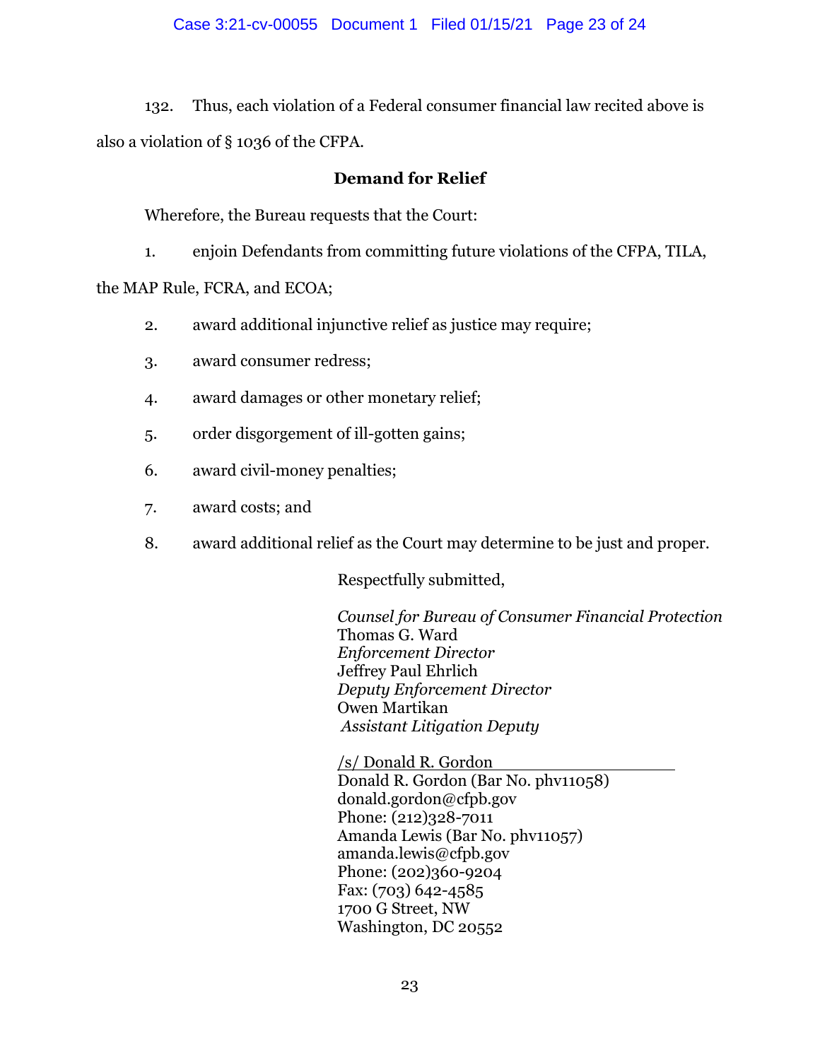132. Thus, each violation of a Federal consumer financial law recited above is also a violation of § 1036 of the CFPA.

## Demand for Relief

Wherefore, the Bureau requests that the Court:

1. enjoin Defendants from committing future violations of the CFPA, TILA, the MAP Rule, FCRA, and ECOA;
2. award additional injunctive relief as justice may require;
3. award consumer redress;
4. award damages or other monetary relief;
5. order disgorgement of ill-gotten gains;
6. award civil-money penalties;
7. award costs; and
8. award additional relief as the Court may determine to be just and proper.

Respectfully submitted,

*Counsel for Bureau of Consumer Financial Protection*
Thomas G. Ward
*Enforcement Director*
Jeffrey Paul Ehrlich
*Deputy Enforcement Director*
Owen Martikan
*Assistant Litigation Deputy*

/s/ Donald R. Gordon
Donald R. Gordon (Bar No. phv11058)
donald.gordon@cfpb.gov
Phone: (212)328-7011
Amanda Lewis (Bar No. phv11057)
amanda.lewis@cfpb.gov
Phone: (202)360-9204
Fax: (703) 642-4585
1700 G Street, NW
Washington, DC 20552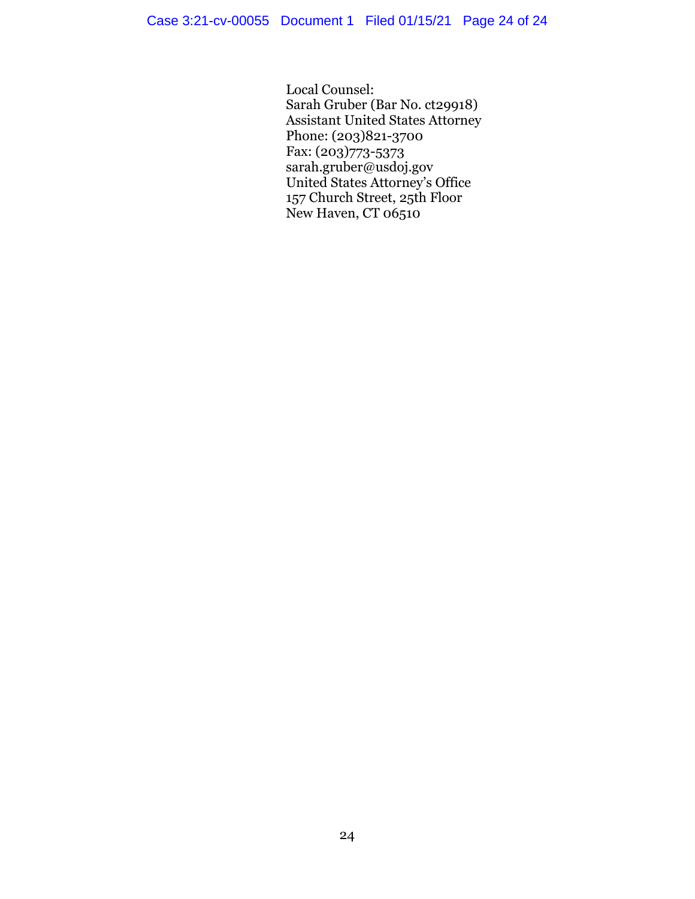Local Counsel:
Sarah Gruber (Bar No. ct29918)
Assistant United States Attorney
Phone: (203)821-3700
Fax: (203)773-5373
sarah.gruber@usdoj.gov
United States Attorney's Office
157 Church Street, 25th Floor
New Haven, CT 06510